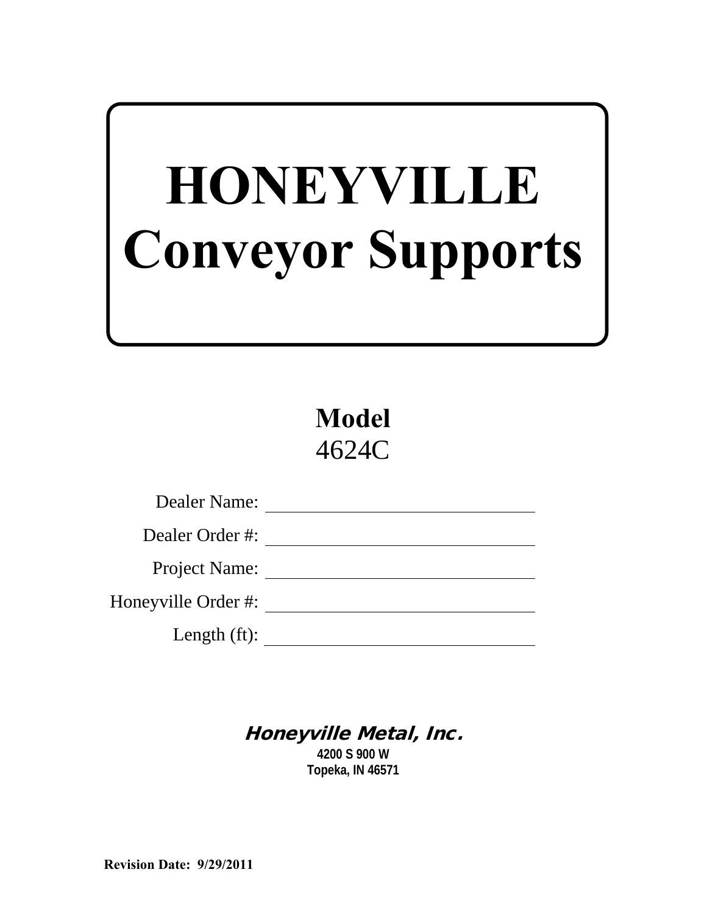# HONEYVILLE
# Conveyor Supports

## Model
4624C

Dealer Name: ______________________________

Dealer Order #: ______________________________

Project Name: ______________________________

Honeyville Order #: ______________________________

Length (ft): ______________________________

***Honeyville Metal, Inc.***

**4200 S 900 W**
**Topeka, IN 46571**

**Revision Date: 9/29/2011**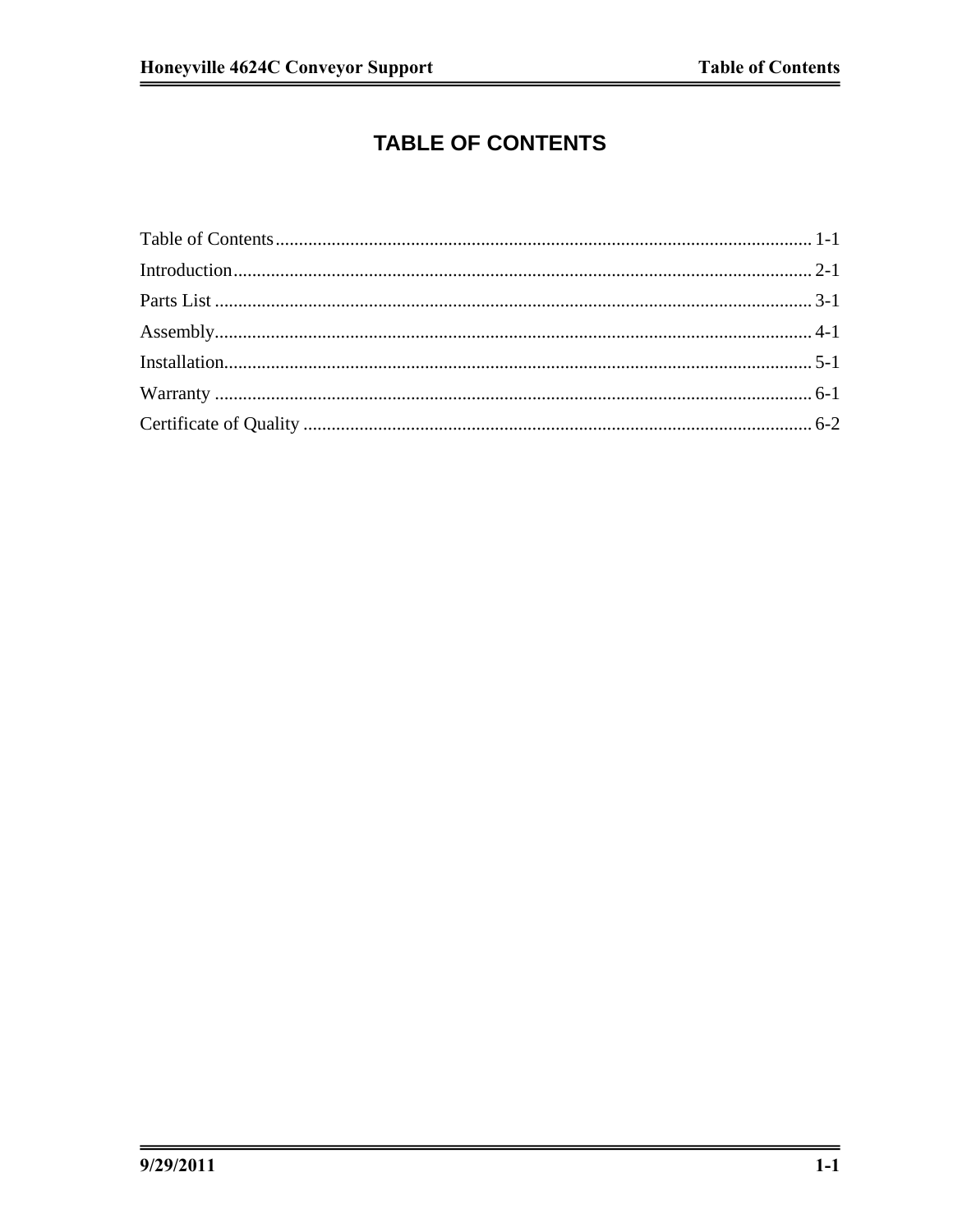# TABLE OF CONTENTS

Table of Contents................................................................................................................ 1-1
Introduction......................................................................................................................... 2-1
Parts List ............................................................................................................................. 3-1
Assembly............................................................................................................................. 4-1
Installation........................................................................................................................... 5-1
Warranty ............................................................................................................................. 6-1
Certificate of Quality .......................................................................................................... 6-2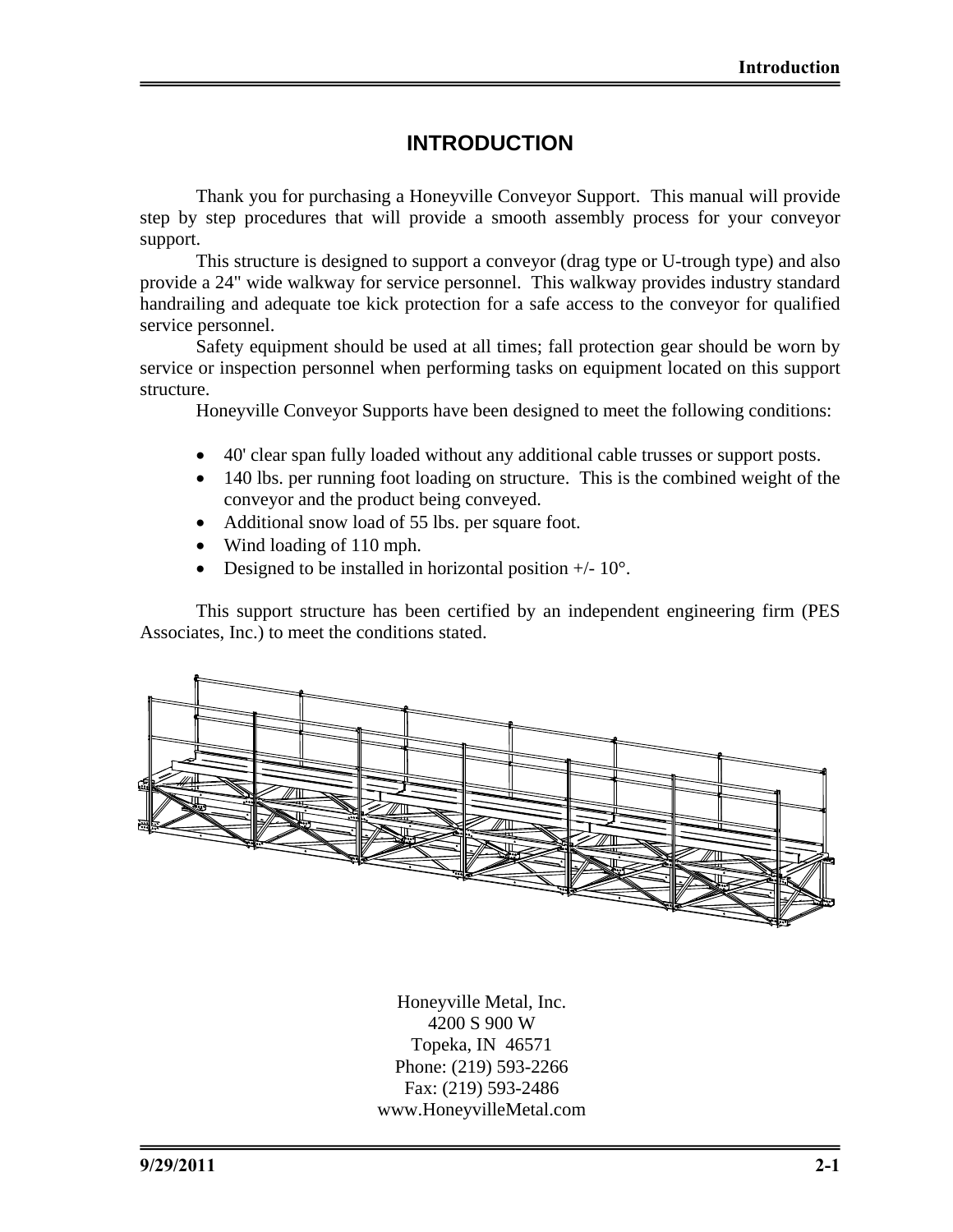# INTRODUCTION

Thank you for purchasing a Honeyville Conveyor Support. This manual will provide step by step procedures that will provide a smooth assembly process for your conveyor support.

This structure is designed to support a conveyor (drag type or U-trough type) and also provide a 24" wide walkway for service personnel. This walkway provides industry standard handrailing and adequate toe kick protection for a safe access to the conveyor for qualified service personnel.

Safety equipment should be used at all times; fall protection gear should be worn by service or inspection personnel when performing tasks on equipment located on this support structure.

Honeyville Conveyor Supports have been designed to meet the following conditions:

- 40' clear span fully loaded without any additional cable trusses or support posts.
- 140 lbs. per running foot loading on structure. This is the combined weight of the conveyor and the product being conveyed.
- Additional snow load of 55 lbs. per square foot.
- Wind loading of 110 mph.
- Designed to be installed in horizontal position +/- 10°.

This support structure has been certified by an independent engineering firm (PES Associates, Inc.) to meet the conditions stated.

Honeyville Metal, Inc.
4200 S 900 W
Topeka, IN 46571
Phone: (219) 593-2266
Fax: (219) 593-2486
www.HoneyvilleMetal.com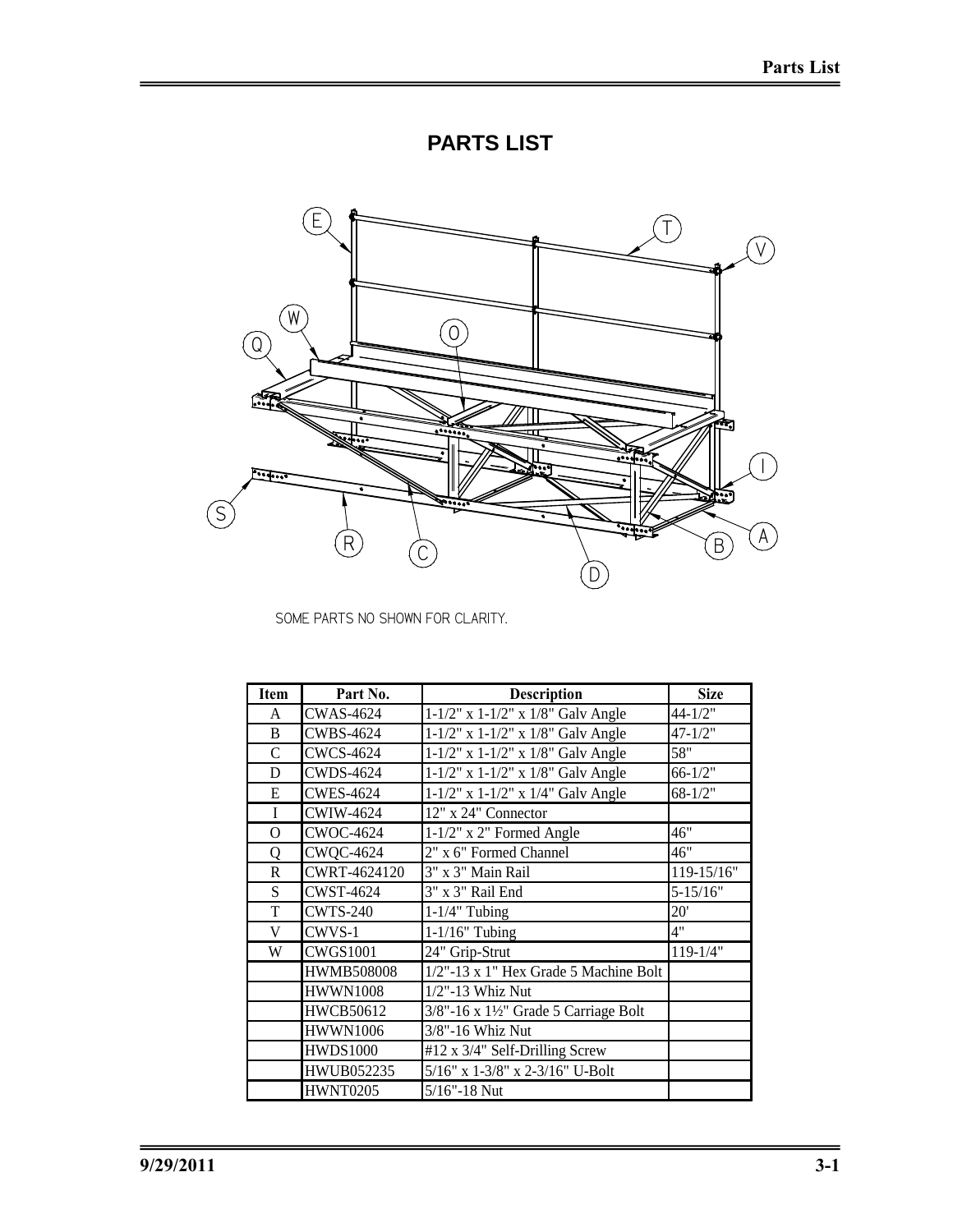# PARTS LIST

SOME PARTS NO SHOWN FOR CLARITY.

| Item | Part No. | Description | Size |
|---|---|---|---|
| A | CWAS-4624 | 1-1/2" x 1-1/2" x 1/8" Galv Angle | 44-1/2" |
| B | CWBS-4624 | 1-1/2" x 1-1/2" x 1/8" Galv Angle | 47-1/2" |
| C | CWCS-4624 | 1-1/2" x 1-1/2" x 1/8" Galv Angle | 58" |
| D | CWDS-4624 | 1-1/2" x 1-1/2" x 1/8" Galv Angle | 66-1/2" |
| E | CWES-4624 | 1-1/2" x 1-1/2" x 1/4" Galv Angle | 68-1/2" |
| I | CWIW-4624 | 12" x 24" Connector | |
| O | CWOC-4624 | 1-1/2" x 2" Formed Angle | 46" |
| Q | CWQC-4624 | 2" x 6" Formed Channel | 46" |
| R | CWRT-4624120 | 3" x 3" Main Rail | 119-15/16" |
| S | CWST-4624 | 3" x 3" Rail End | 5-15/16" |
| T | CWTS-240 | 1-1/4" Tubing | 20' |
| V | CWVS-1 | 1-1/16" Tubing | 4" |
| W | CWGS1001 | 24" Grip-Strut | 119-1/4" |
| | HWMB508008 | 1/2"-13 x 1" Hex Grade 5 Machine Bolt | |
| | HWWN1008 | 1/2"-13 Whiz Nut | |
| | HWCB50612 | 3/8"-16 x 1½" Grade 5 Carriage Bolt | |
| | HWWN1006 | 3/8"-16 Whiz Nut | |
| | HWDS1000 | #12 x 3/4" Self-Drilling Screw | |
| | HWUB052235 | 5/16" x 1-3/8" x 2-3/16" U-Bolt | |
| | HWNT0205 | 5/16"-18 Nut | |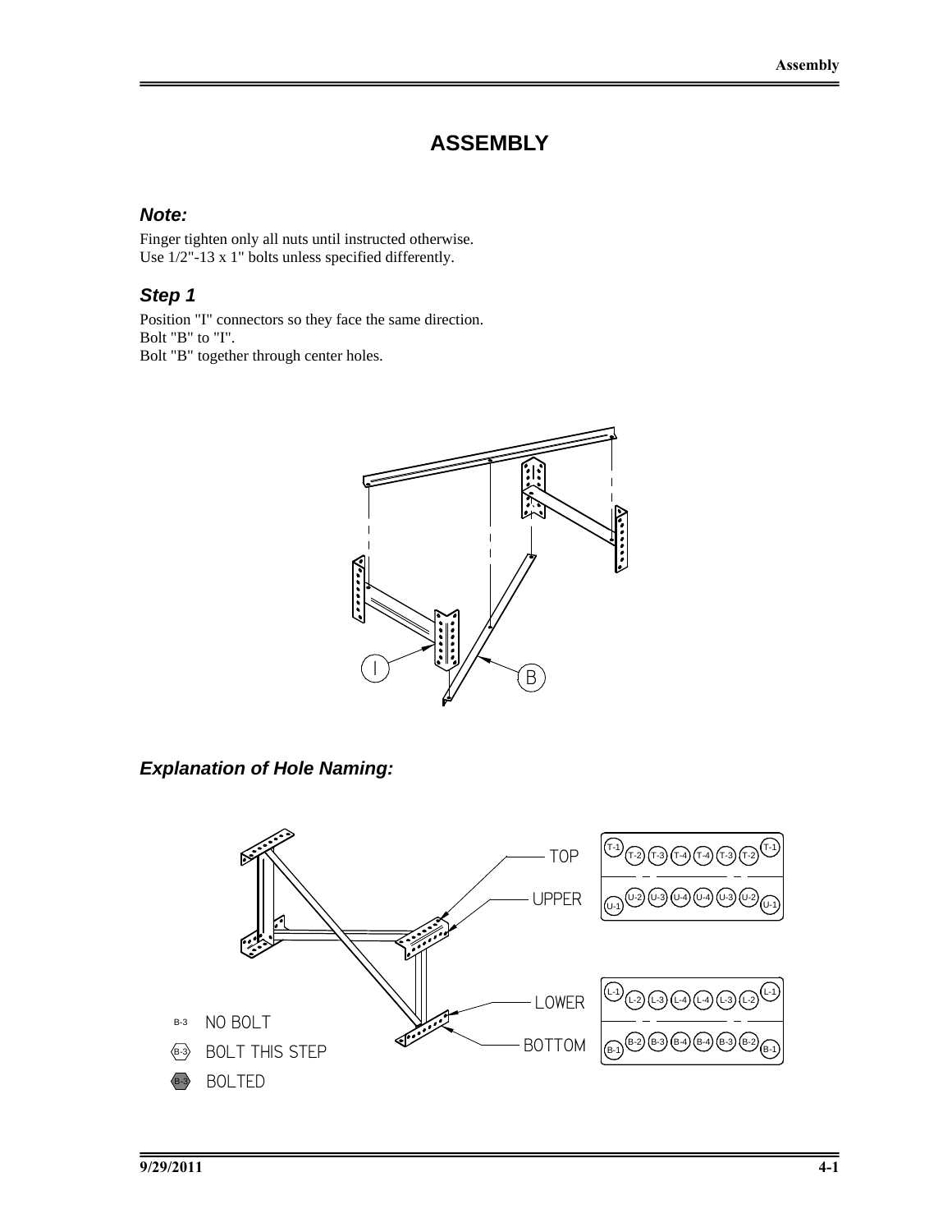# ASSEMBLY

### *Note:*

Finger tighten only all nuts until instructed otherwise.
Use 1/2"-13 x 1" bolts unless specified differently.

### *Step 1*

Position "I" connectors so they face the same direction.
Bolt "B" to "I".
Bolt "B" together through center holes.

### *Explanation of Hole Naming:*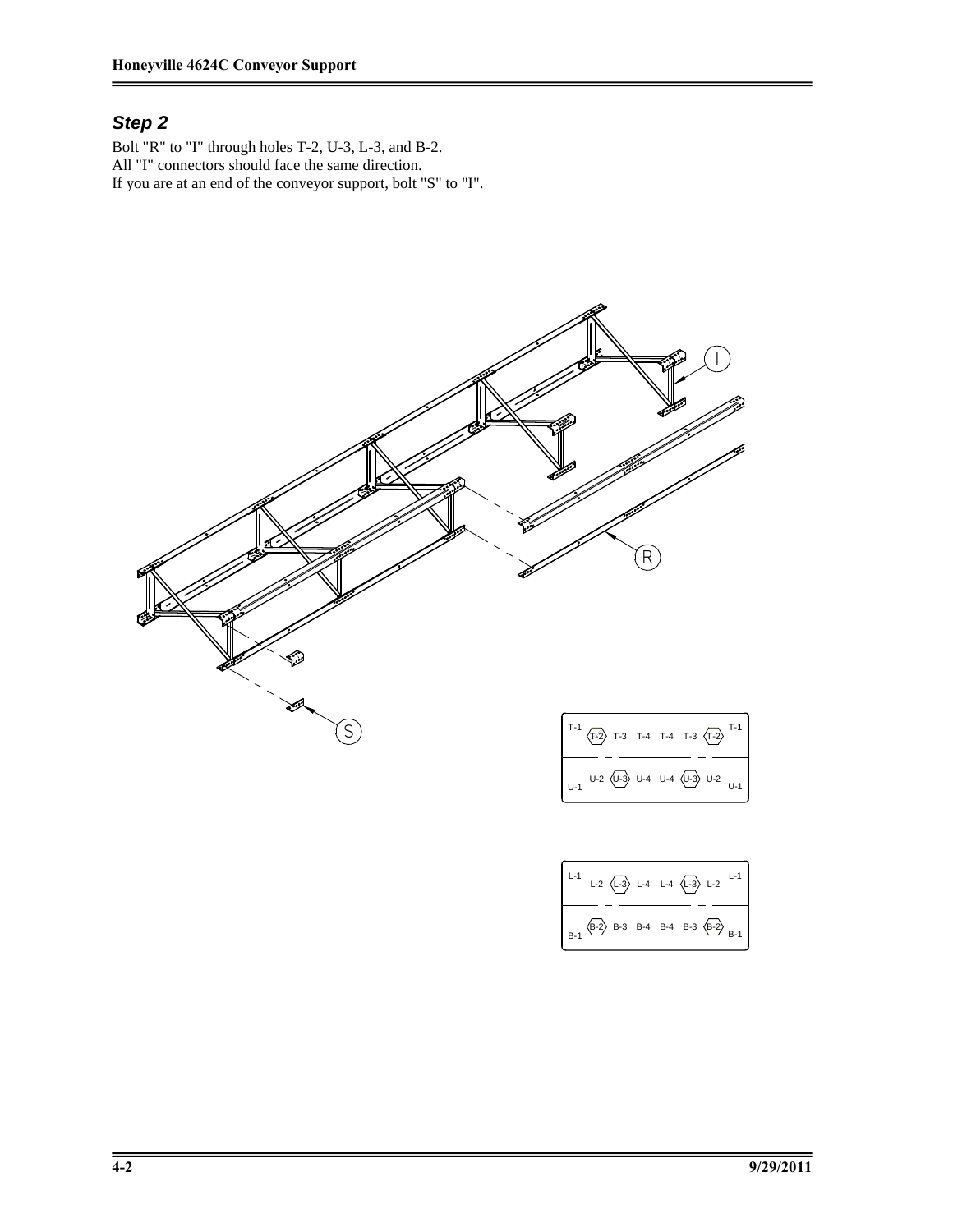## *Step 2*

Bolt "R" to "I" through holes T-2, U-3, L-3, and B-2.
All "I" connectors should face the same direction.
If you are at an end of the conveyor support, bolt "S" to "I".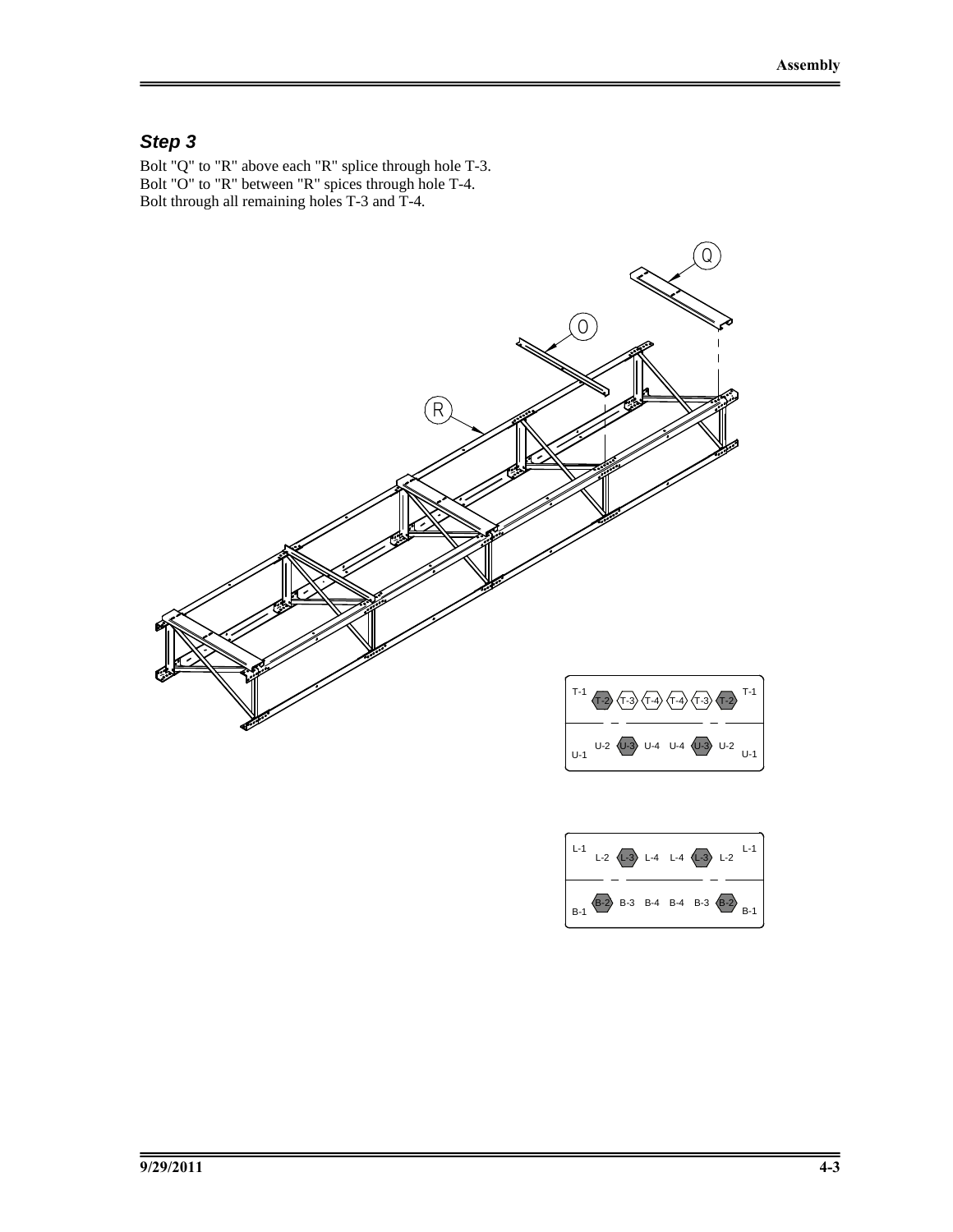## *Step 3*

Bolt "Q" to "R" above each "R" splice through hole T-3.
Bolt "O" to "R" between "R" spices through hole T-4.
Bolt through all remaining holes T-3 and T-4.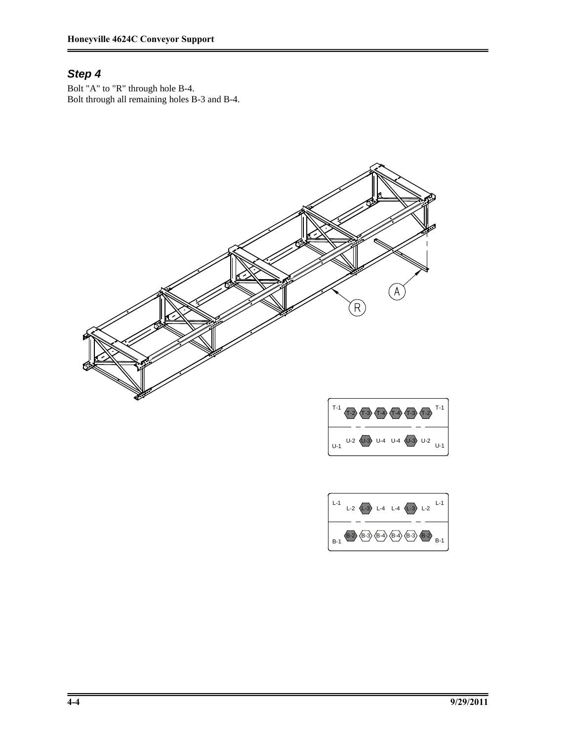## *Step 4*

Bolt "A" to "R" through hole B-4.
Bolt through all remaining holes B-3 and B-4.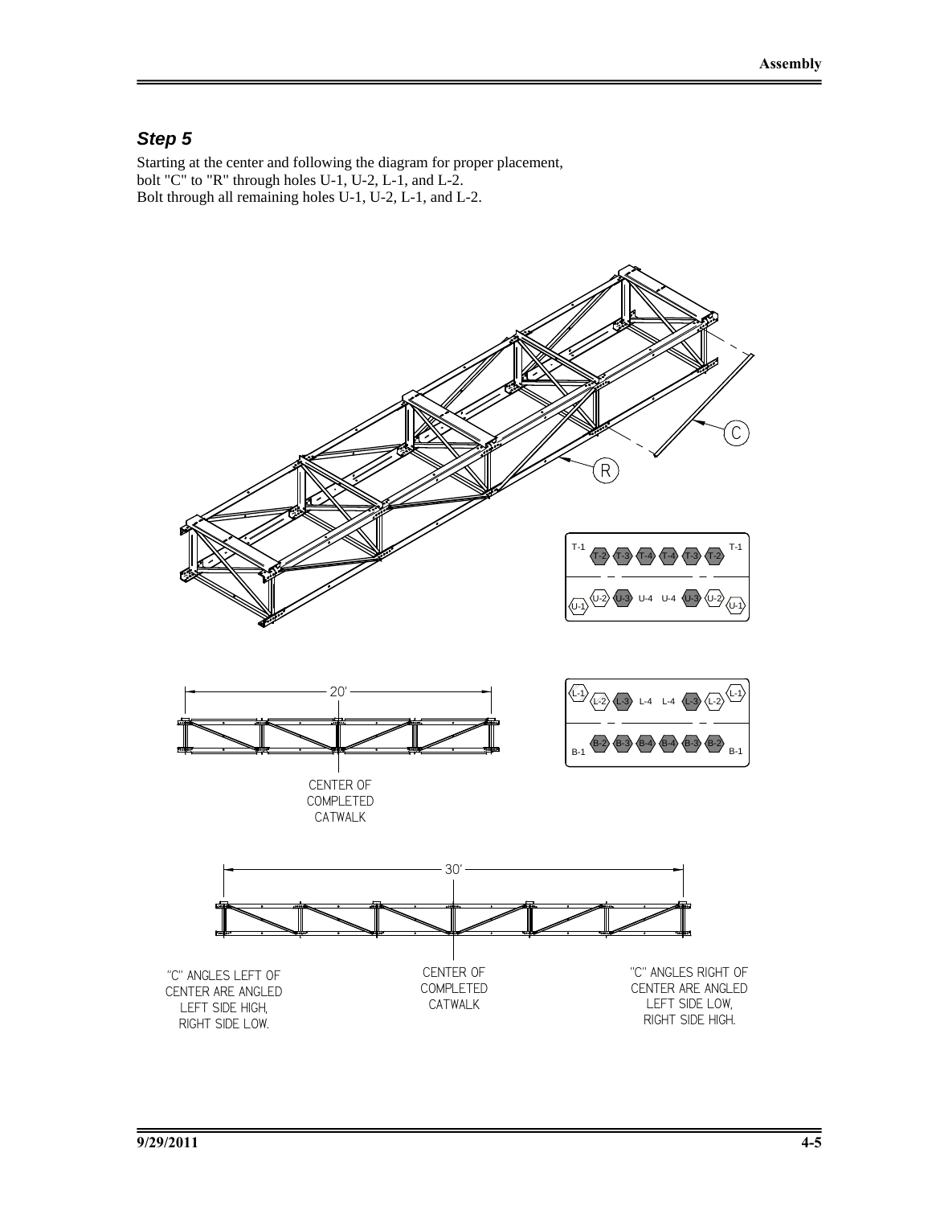## Step 5

Starting at the center and following the diagram for proper placement, bolt "C" to "R" through holes U-1, U-2, L-1, and L-2.
Bolt through all remaining holes U-1, U-2, L-1, and L-2.

C

R

T-1 T-2 T-3 T-4 T-4 T-3 T-2 T-1

U-1 U-2 U-3 U-4 U-4 U-3 U-2 U-1

L-1 L-2 L-3 L-4 L-4 L-3 L-2 L-1

B-1 B-2 B-3 B-4 B-4 B-3 B-2 B-1

20'

CENTER OF COMPLETED CATWALK

30'

"C" ANGLES LEFT OF CENTER ARE ANGLED LEFT SIDE HIGH, RIGHT SIDE LOW.

CENTER OF COMPLETED CATWALK

"C" ANGLES RIGHT OF CENTER ARE ANGLED LEFT SIDE LOW, RIGHT SIDE HIGH.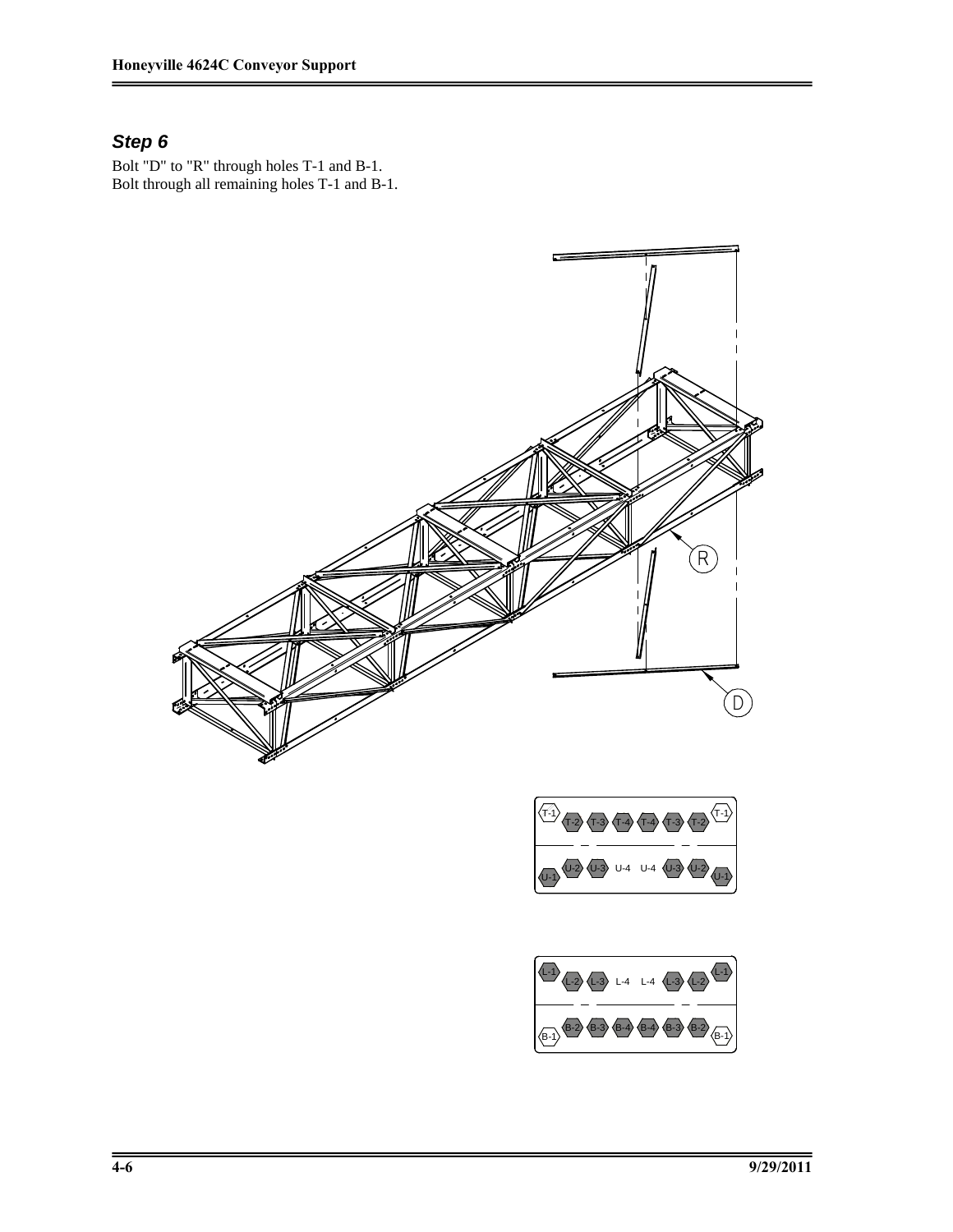## *Step 6*

Bolt "D" to "R" through holes T-1 and B-1.
Bolt through all remaining holes T-1 and B-1.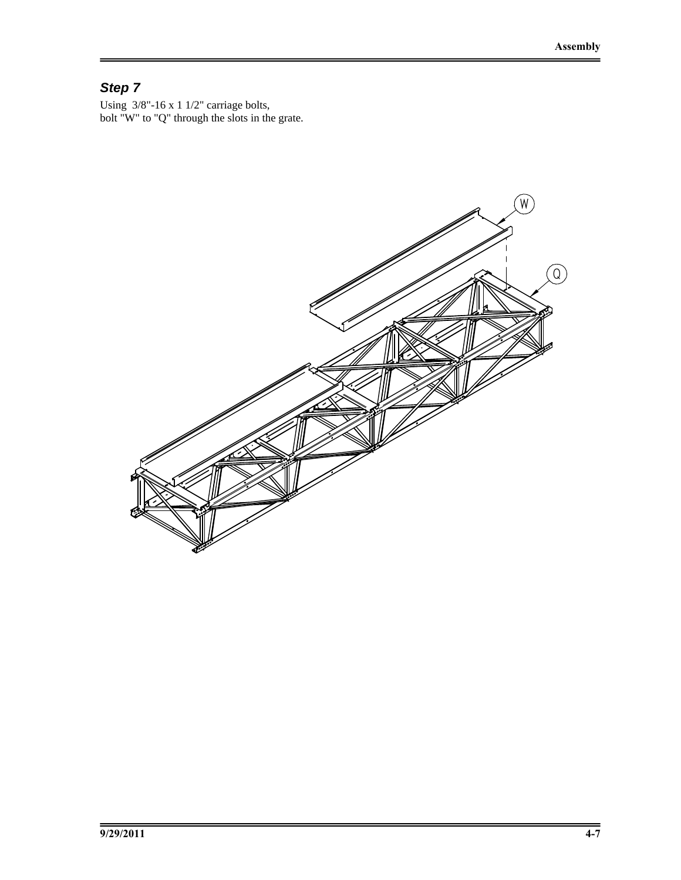### *Step 7*

Using 3/8"-16 x 1 1/2" carriage bolts,
bolt "W" to "Q" through the slots in the grate.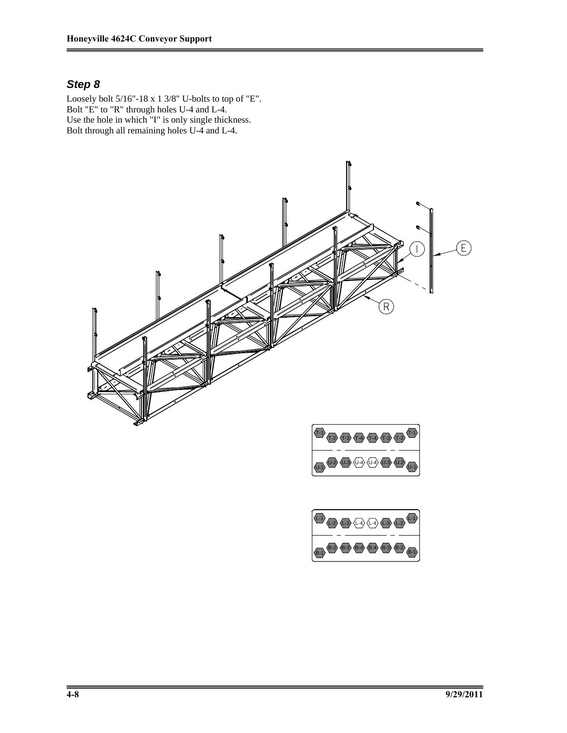## *Step 8*

Loosely bolt 5/16"-18 x 1 3/8" U-bolts to top of "E".
Bolt "E" to "R" through holes U-4 and L-4.
Use the hole in which "I" is only single thickness.
Bolt through all remaining holes U-4 and L-4.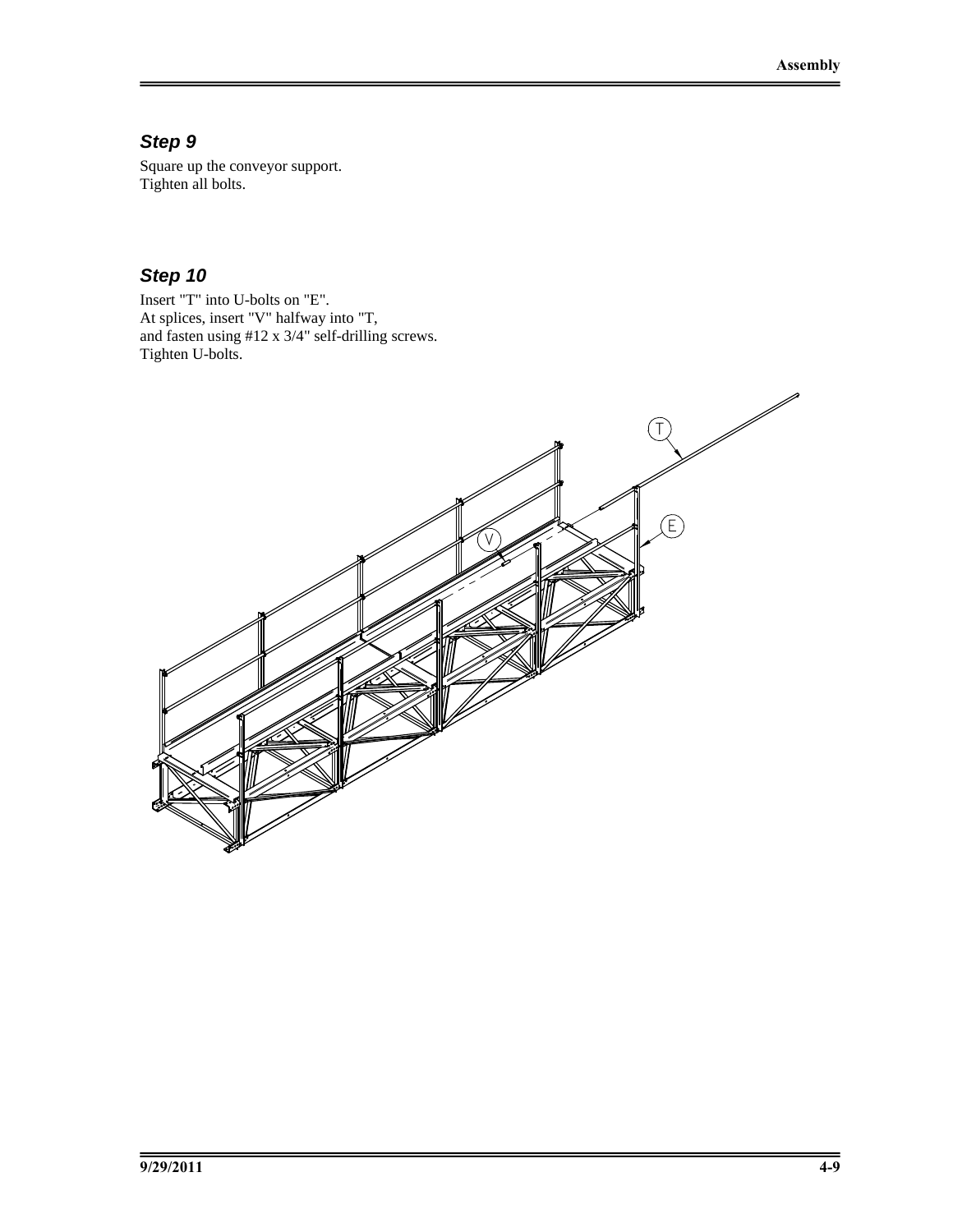### *Step 9*

Square up the conveyor support.
Tighten all bolts.

### *Step 10*

Insert "T" into U-bolts on "E".
At splices, insert "V" halfway into "T,
and fasten using #12 x 3/4" self-drilling screws.
Tighten U-bolts.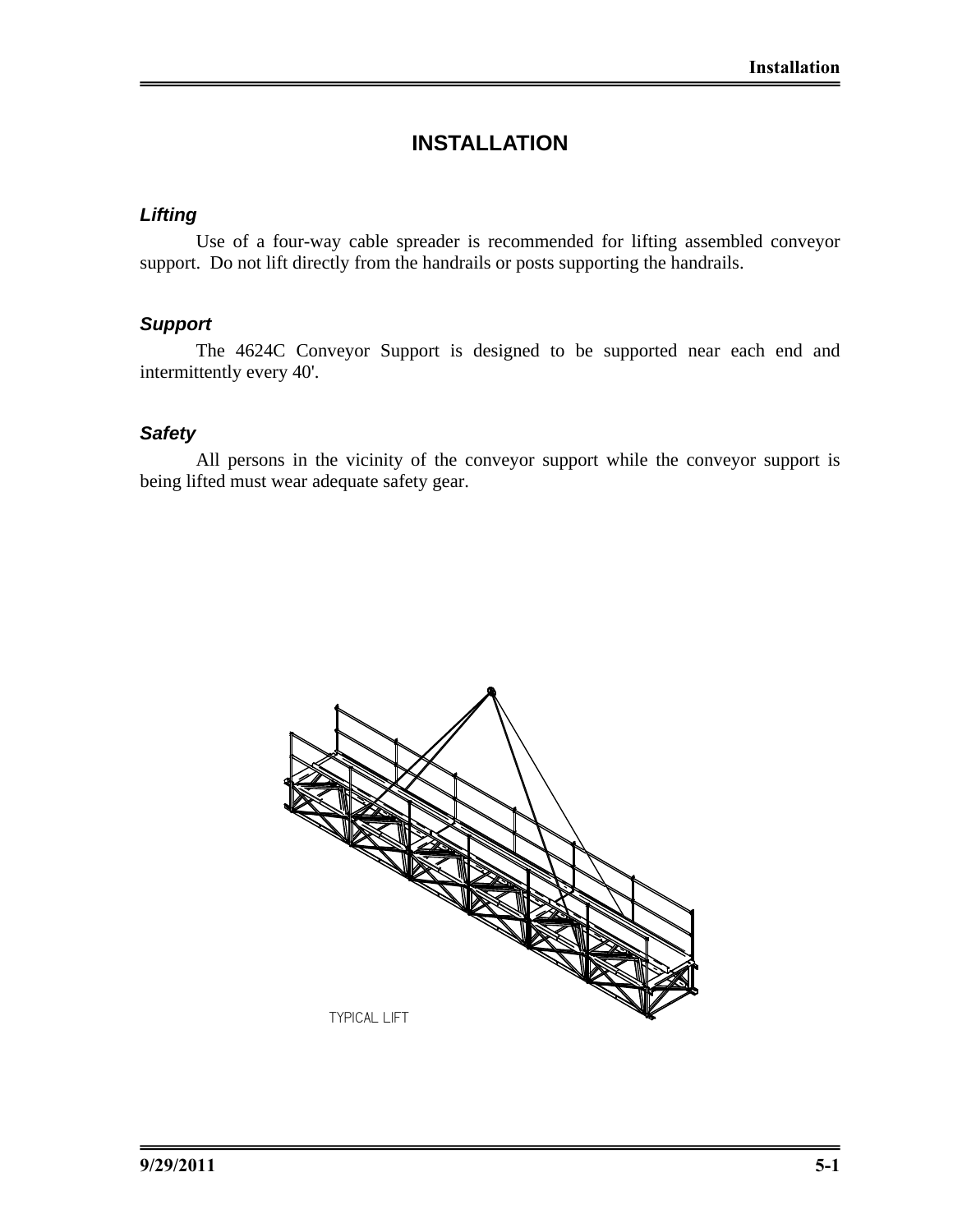# INSTALLATION

### *Lifting*

Use of a four-way cable spreader is recommended for lifting assembled conveyor support. Do not lift directly from the handrails or posts supporting the handrails.

### *Support*

The 4624C Conveyor Support is designed to be supported near each end and intermittently every 40'.

### *Safety*

All persons in the vicinity of the conveyor support while the conveyor support is being lifted must wear adequate safety gear.

TYPICAL LIFT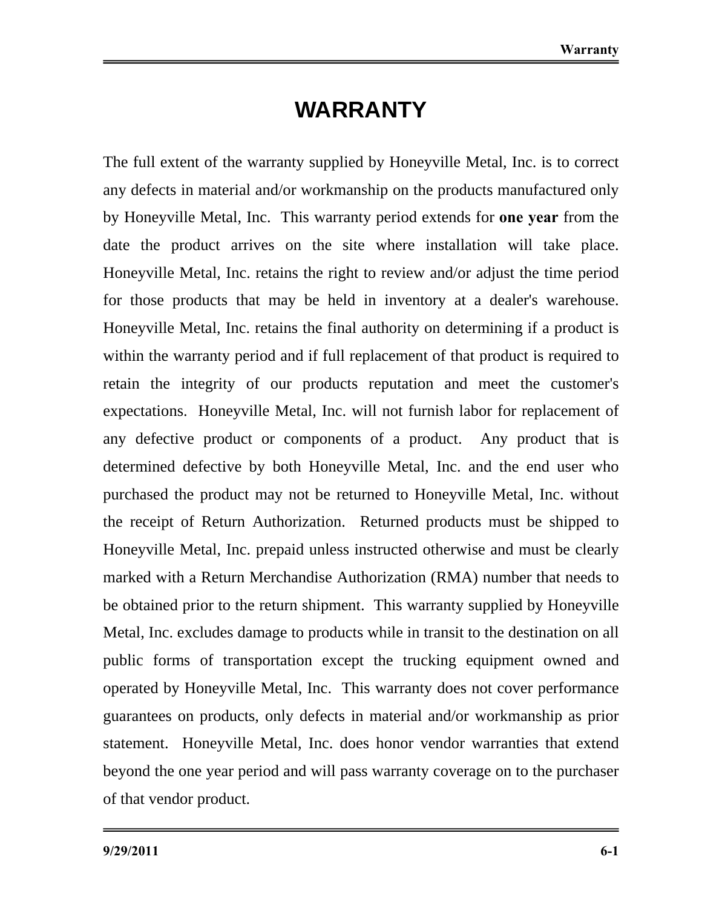# WARRANTY

The full extent of the warranty supplied by Honeyville Metal, Inc. is to correct any defects in material and/or workmanship on the products manufactured only by Honeyville Metal, Inc. This warranty period extends for **one year** from the date the product arrives on the site where installation will take place. Honeyville Metal, Inc. retains the right to review and/or adjust the time period for those products that may be held in inventory at a dealer's warehouse. Honeyville Metal, Inc. retains the final authority on determining if a product is within the warranty period and if full replacement of that product is required to retain the integrity of our products reputation and meet the customer's expectations. Honeyville Metal, Inc. will not furnish labor for replacement of any defective product or components of a product. Any product that is determined defective by both Honeyville Metal, Inc. and the end user who purchased the product may not be returned to Honeyville Metal, Inc. without the receipt of Return Authorization. Returned products must be shipped to Honeyville Metal, Inc. prepaid unless instructed otherwise and must be clearly marked with a Return Merchandise Authorization (RMA) number that needs to be obtained prior to the return shipment. This warranty supplied by Honeyville Metal, Inc. excludes damage to products while in transit to the destination on all public forms of transportation except the trucking equipment owned and operated by Honeyville Metal, Inc. This warranty does not cover performance guarantees on products, only defects in material and/or workmanship as prior statement. Honeyville Metal, Inc. does honor vendor warranties that extend beyond the one year period and will pass warranty coverage on to the purchaser of that vendor product.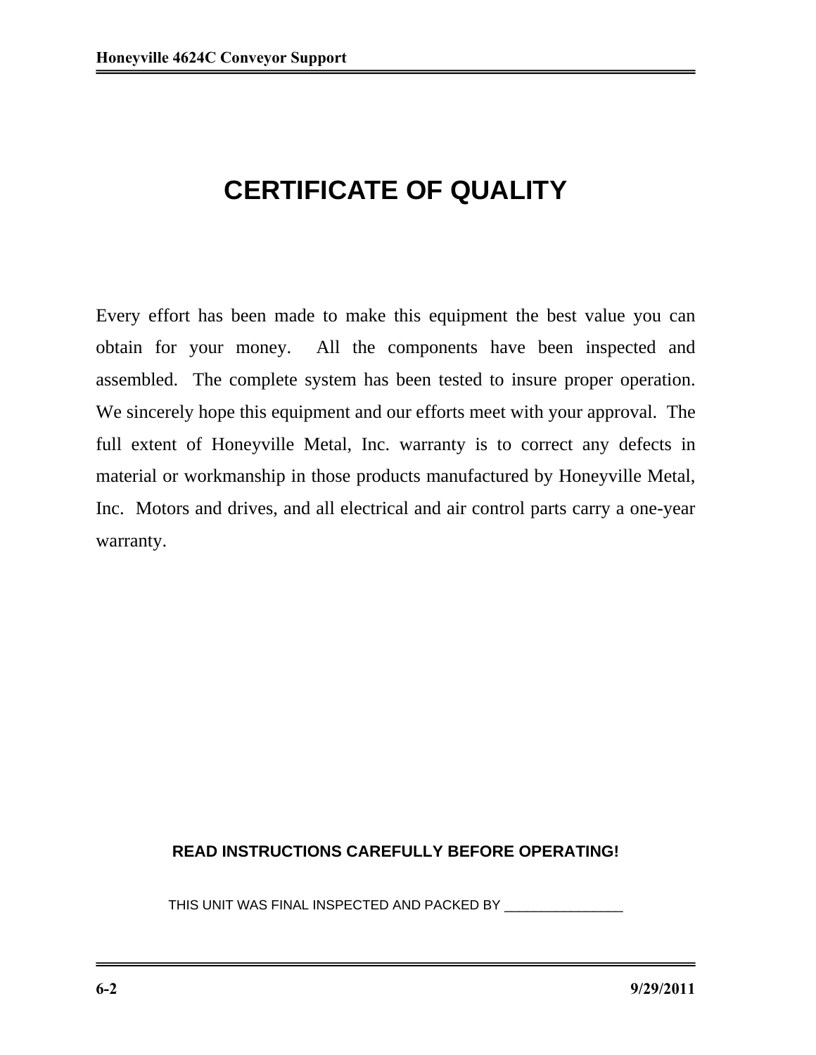# CERTIFICATE OF QUALITY

Every effort has been made to make this equipment the best value you can obtain for your money. All the components have been inspected and assembled. The complete system has been tested to insure proper operation. We sincerely hope this equipment and our efforts meet with your approval. The full extent of Honeyville Metal, Inc. warranty is to correct any defects in material or workmanship in those products manufactured by Honeyville Metal, Inc. Motors and drives, and all electrical and air control parts carry a one-year warranty.

**READ INSTRUCTIONS CAREFULLY BEFORE OPERATING!**

THIS UNIT WAS FINAL INSPECTED AND PACKED BY ________________